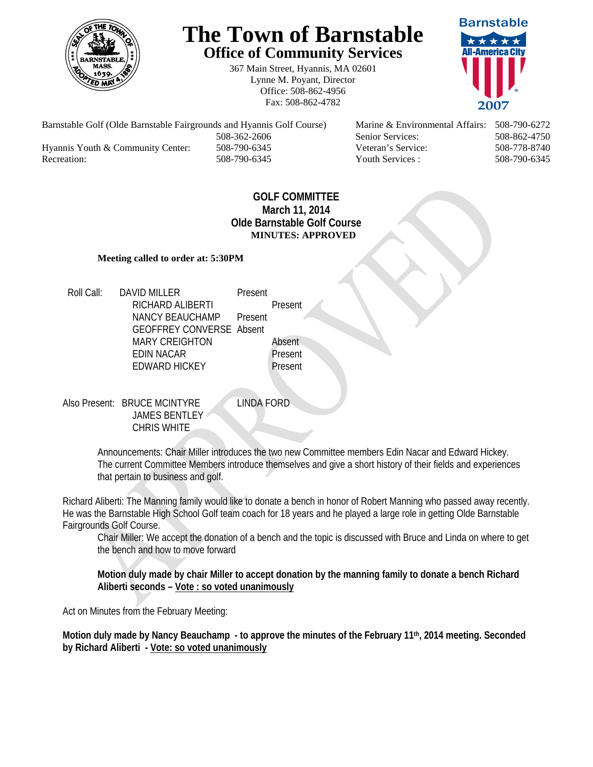# The Town of Barnstable

## Office of Community Services

367 Main Street, Hyannis, MA 02601
Lynne M. Poyant, Director
Office: 508-862-4956
Fax: 508-862-4782

| | | | |
|---|---|---|---|
| Barnstable Golf (Olde Barnstable Fairgrounds and Hyannis Golf Course) | 508-362-2606 | Marine & Environmental Affairs: | 508-790-6272 |
| | | Senior Services: | 508-862-4750 |
| Hyannis Youth & Community Center: | 508-790-6345 | Veteran's Service: | 508-778-8740 |
| Recreation: | 508-790-6345 | Youth Services : | 508-790-6345 |

**GOLF COMMITTEE**
**March 11, 2014**
**Olde Barnstable Golf Course**
**MINUTES: APPROVED**

**Meeting called to order at: 5:30PM**

Roll Call:

| | |
|---|---|
| DAVID MILLER | Present |
| RICHARD ALIBERTI | Present |
| NANCY BEAUCHAMP | Present |
| GEOFFREY CONVERSE | Absent |
| MARY CREIGHTON | Absent |
| EDIN NACAR | Present |
| EDWARD HICKEY | Present |

Also Present: BRUCE MCINTYRE, LINDA FORD, JAMES BENTLEY, CHRIS WHITE

Announcements: Chair Miller introduces the two new Committee members Edin Nacar and Edward Hickey. The current Committee Members introduce themselves and give a short history of their fields and experiences that pertain to business and golf.

Richard Aliberti: The Manning family would like to donate a bench in honor of Robert Manning who passed away recently. He was the Barnstable High School Golf team coach for 18 years and he played a large role in getting Olde Barnstable Fairgrounds Golf Course.

Chair Miller: We accept the donation of a bench and the topic is discussed with Bruce and Linda on where to get the bench and how to move forward

**Motion duly made by chair Miller to accept donation by the manning family to donate a bench Richard Aliberti seconds – Vote : so voted unanimously**

Act on Minutes from the February Meeting:

**Motion duly made by Nancy Beauchamp - to approve the minutes of the February 11th, 2014 meeting. Seconded by Richard Aliberti - Vote: so voted unanimously**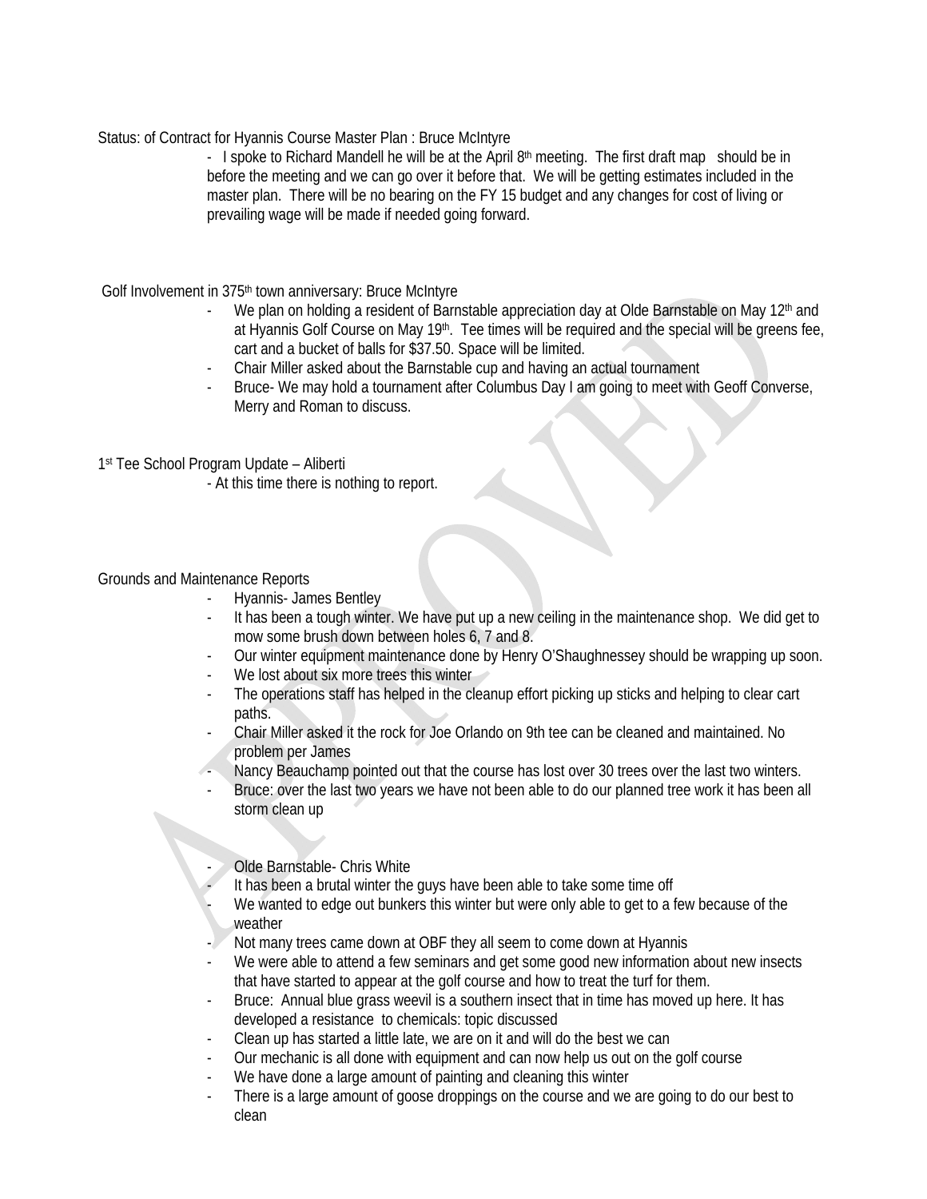Status: of Contract for Hyannis Course Master Plan : Bruce McIntyre

- I spoke to Richard Mandell he will be at the April 8th meeting. The first draft map should be in before the meeting and we can go over it before that. We will be getting estimates included in the master plan. There will be no bearing on the FY 15 budget and any changes for cost of living or prevailing wage will be made if needed going forward.

Golf Involvement in 375th town anniversary: Bruce McIntyre

- We plan on holding a resident of Barnstable appreciation day at Olde Barnstable on May 12th and at Hyannis Golf Course on May 19th. Tee times will be required and the special will be greens fee, cart and a bucket of balls for $37.50. Space will be limited.
- Chair Miller asked about the Barnstable cup and having an actual tournament
- Bruce- We may hold a tournament after Columbus Day I am going to meet with Geoff Converse, Merry and Roman to discuss.

1st Tee School Program Update – Aliberti

- At this time there is nothing to report.

Grounds and Maintenance Reports

- Hyannis- James Bentley
- It has been a tough winter. We have put up a new ceiling in the maintenance shop. We did get to mow some brush down between holes 6, 7 and 8.
- Our winter equipment maintenance done by Henry O'Shaughnessey should be wrapping up soon.
- We lost about six more trees this winter
- The operations staff has helped in the cleanup effort picking up sticks and helping to clear cart paths.
- Chair Miller asked it the rock for Joe Orlando on 9th tee can be cleaned and maintained. No problem per James
- Nancy Beauchamp pointed out that the course has lost over 30 trees over the last two winters.
- Bruce: over the last two years we have not been able to do our planned tree work it has been all storm clean up

- Olde Barnstable- Chris White
- It has been a brutal winter the guys have been able to take some time off
- We wanted to edge out bunkers this winter but were only able to get to a few because of the weather
- Not many trees came down at OBF they all seem to come down at Hyannis
- We were able to attend a few seminars and get some good new information about new insects that have started to appear at the golf course and how to treat the turf for them.
- Bruce: Annual blue grass weevil is a southern insect that in time has moved up here. It has developed a resistance to chemicals: topic discussed
- Clean up has started a little late, we are on it and will do the best we can
- Our mechanic is all done with equipment and can now help us out on the golf course
- We have done a large amount of painting and cleaning this winter
- There is a large amount of goose droppings on the course and we are going to do our best to clean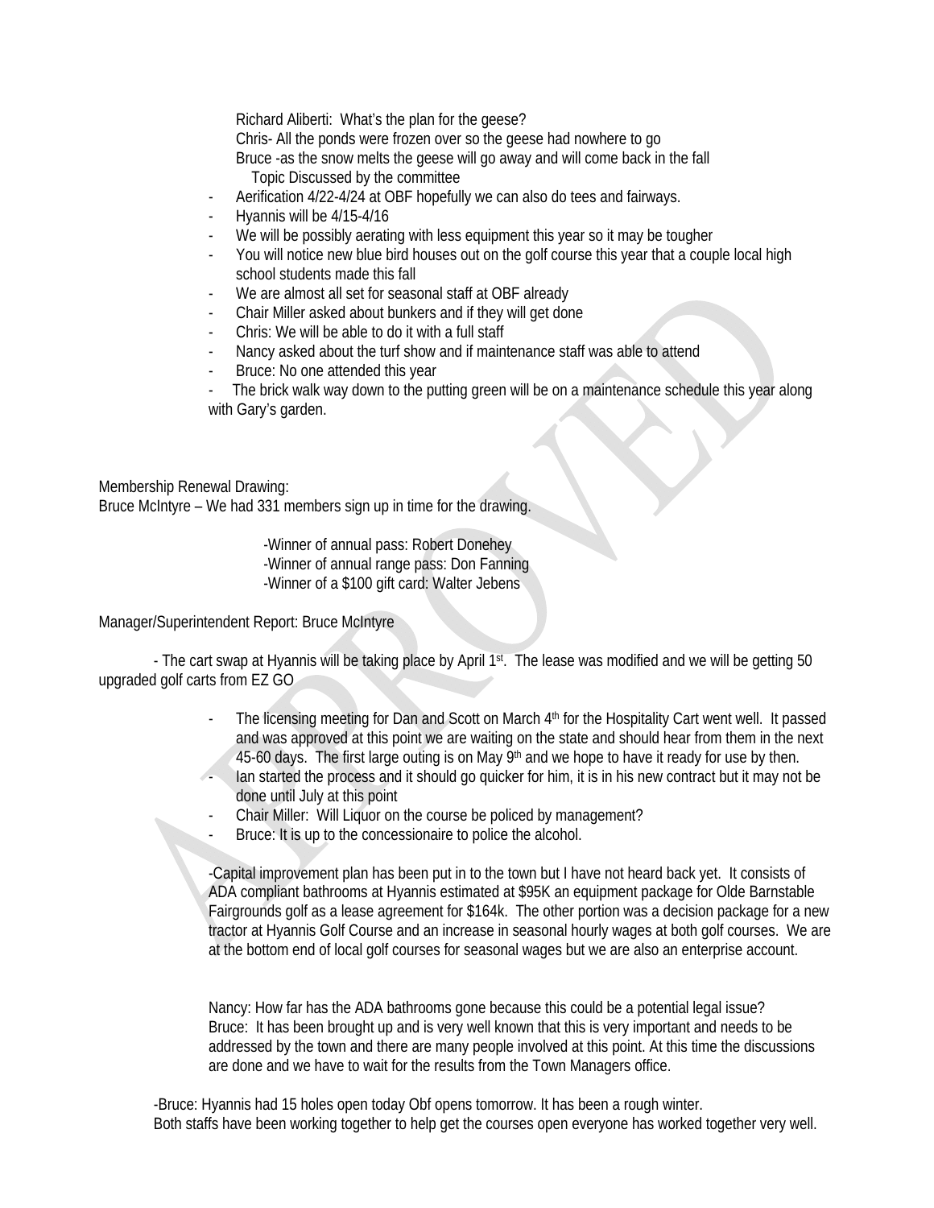Richard Aliberti: What's the plan for the geese?
Chris- All the ponds were frozen over so the geese had nowhere to go
Bruce -as the snow melts the geese will go away and will come back in the fall
Topic Discussed by the committee

- Aerification 4/22-4/24 at OBF hopefully we can also do tees and fairways.
- Hyannis will be 4/15-4/16
- We will be possibly aerating with less equipment this year so it may be tougher
- You will notice new blue bird houses out on the golf course this year that a couple local high school students made this fall
- We are almost all set for seasonal staff at OBF already
- Chair Miller asked about bunkers and if they will get done
- Chris: We will be able to do it with a full staff
- Nancy asked about the turf show and if maintenance staff was able to attend
- Bruce: No one attended this year
- The brick walk way down to the putting green will be on a maintenance schedule this year along with Gary's garden.

Membership Renewal Drawing:
Bruce McIntyre – We had 331 members sign up in time for the drawing.

-Winner of annual pass: Robert Donehey
-Winner of annual range pass: Don Fanning
-Winner of a $100 gift card: Walter Jebens

Manager/Superintendent Report: Bruce McIntyre

- The cart swap at Hyannis will be taking place by April 1st. The lease was modified and we will be getting 50 upgraded golf carts from EZ GO

- The licensing meeting for Dan and Scott on March 4th for the Hospitality Cart went well. It passed and was approved at this point we are waiting on the state and should hear from them in the next 45-60 days. The first large outing is on May 9th and we hope to have it ready for use by then.
- Ian started the process and it should go quicker for him, it is in his new contract but it may not be done until July at this point
- Chair Miller: Will Liquor on the course be policed by management?
- Bruce: It is up to the concessionaire to police the alcohol.

-Capital improvement plan has been put in to the town but I have not heard back yet. It consists of ADA compliant bathrooms at Hyannis estimated at $95K an equipment package for Olde Barnstable Fairgrounds golf as a lease agreement for $164k. The other portion was a decision package for a new tractor at Hyannis Golf Course and an increase in seasonal hourly wages at both golf courses. We are at the bottom end of local golf courses for seasonal wages but we are also an enterprise account.

Nancy: How far has the ADA bathrooms gone because this could be a potential legal issue?
Bruce: It has been brought up and is very well known that this is very important and needs to be addressed by the town and there are many people involved at this point. At this time the discussions are done and we have to wait for the results from the Town Managers office.

-Bruce: Hyannis had 15 holes open today Obf opens tomorrow. It has been a rough winter.
Both staffs have been working together to help get the courses open everyone has worked together very well.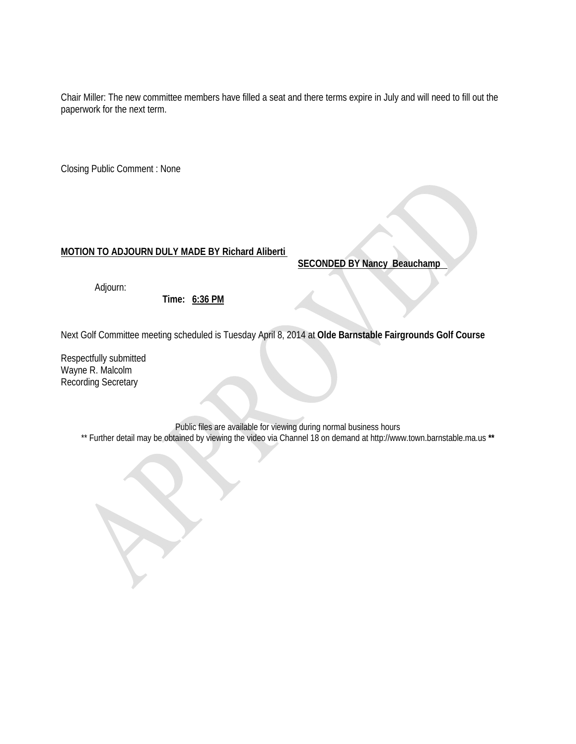Chair Miller: The new committee members have filled a seat and there terms expire in July and will need to fill out the paperwork for the next term.

Closing Public Comment : None

**MOTION TO ADJOURN DULY MADE BY Richard Aliberti**

**SECONDED BY Nancy Beauchamp**

Adjourn:

**Time: 6:36 PM**

Next Golf Committee meeting scheduled is Tuesday April 8, 2014 at **Olde Barnstable Fairgrounds Golf Course**

Respectfully submitted
Wayne R. Malcolm
Recording Secretary

Public files are available for viewing during normal business hours

** Further detail may be obtained by viewing the video via Channel 18 on demand at http://www.town.barnstable.ma.us **

APPROVED